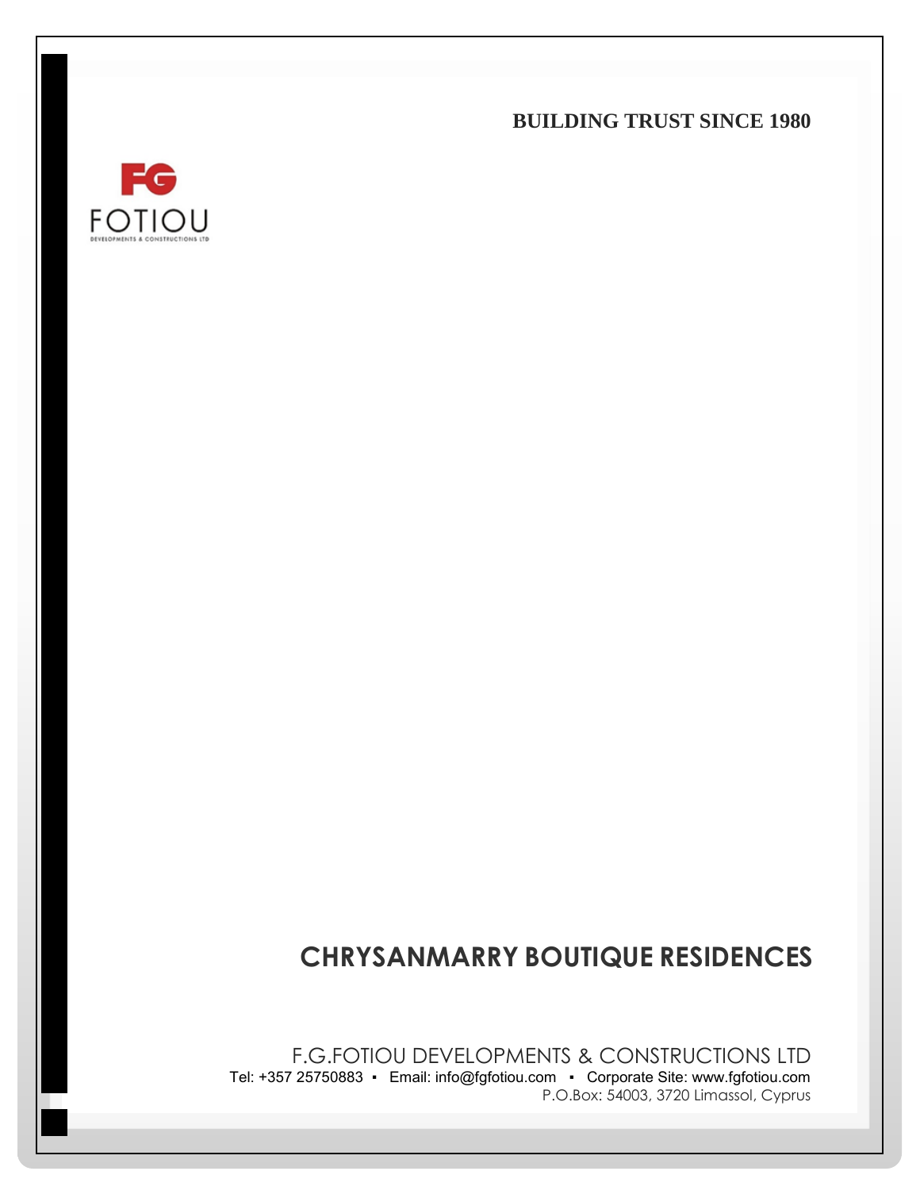**BUILDING TRUST SINCE 1980**

FG
FOTIOU
DEVELOPMENTS & CONSTRUCTIONS LTD

# CHRYSANMARRY BOUTIQUE RESIDENCES

F.G.FOTIOU DEVELOPMENTS & CONSTRUCTIONS LTD

Tel: +357 25750883 ▪ Email: info@fgfotiou.com ▪ Corporate Site: www.fgfotiou.com

P.O.Box: 54003, 3720 Limassol, Cyprus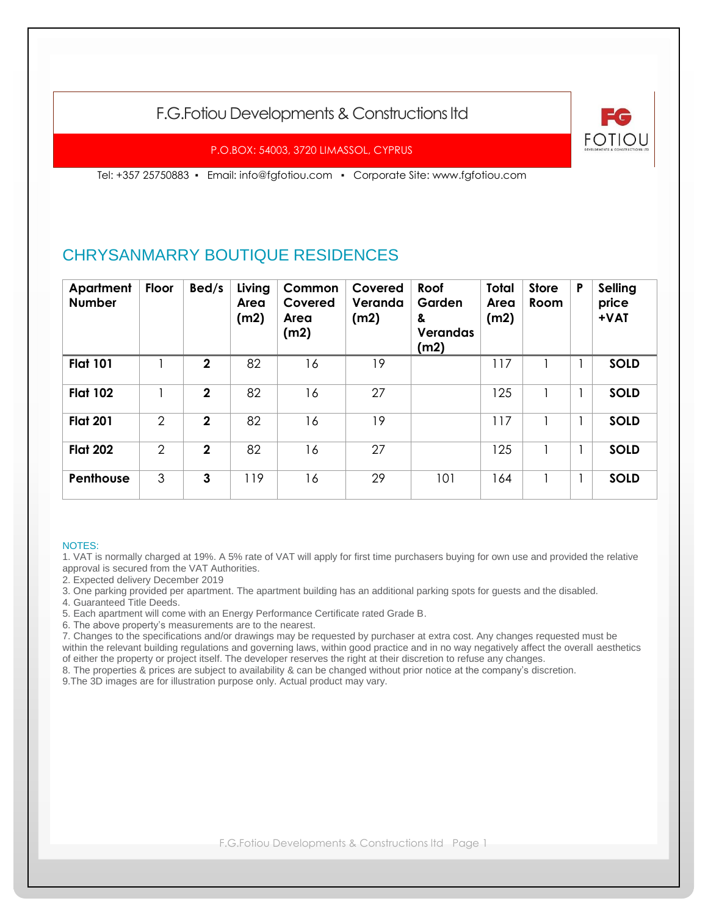F.G.Fotiou Developments & Constructions ltd

P.O.BOX: 54003, 3720 LIMASSOL, CYPRUS

Tel: +357 25750883 ▪ Email: info@fgfotiou.com ▪ Corporate Site: www.fgfotiou.com

## CHRYSANMARRY BOUTIQUE RESIDENCES

| Apartment Number | Floor | Bed/s | Living Area (m2) | Common Covered Area (m2) | Covered Veranda (m2) | Roof Garden & Verandas (m2) | Total Area (m2) | Store Room | P | Selling price +VAT |
|---|---|---|---|---|---|---|---|---|---|---|
| **Flat 101** | 1 | **2** | 82 | 16 | 19 | | 117 | 1 | 1 | **SOLD** |
| **Flat 102** | 1 | **2** | 82 | 16 | 27 | | 125 | 1 | 1 | **SOLD** |
| **Flat 201** | 2 | **2** | 82 | 16 | 19 | | 117 | 1 | 1 | **SOLD** |
| **Flat 202** | 2 | **2** | 82 | 16 | 27 | | 125 | 1 | 1 | **SOLD** |
| **Penthouse** | 3 | **3** | 119 | 16 | 29 | 101 | 164 | 1 | 1 | **SOLD** |

NOTES:

1. VAT is normally charged at 19%. A 5% rate of VAT will apply for first time purchasers buying for own use and provided the relative approval is secured from the VAT Authorities.
2. Expected delivery December 2019
3. One parking provided per apartment. The apartment building has an additional parking spots for guests and the disabled.
4. Guaranteed Title Deeds.
5. Each apartment will come with an Energy Performance Certificate rated Grade B.
6. The above property's measurements are to the nearest.
7. Changes to the specifications and/or drawings may be requested by purchaser at extra cost. Any changes requested must be within the relevant building regulations and governing laws, within good practice and in no way negatively affect the overall aesthetics of either the property or project itself. The developer reserves the right at their discretion to refuse any changes.
8. The properties & prices are subject to availability & can be changed without prior notice at the company's discretion.
9. The 3D images are for illustration purpose only. Actual product may vary.